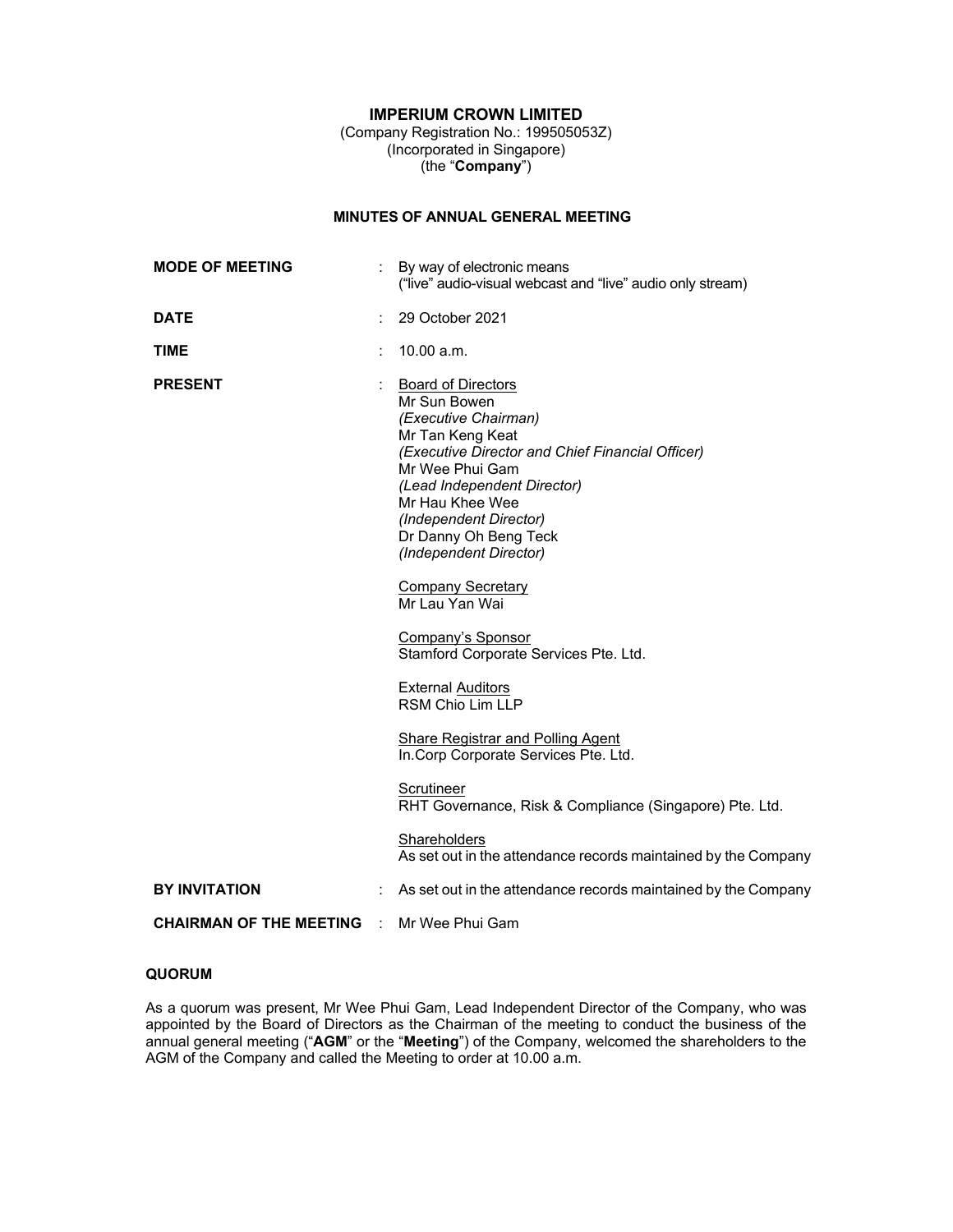# IMPERIUM CROWN LIMITED

(Company Registration No.: 199505053Z)
(Incorporated in Singapore)
(the "**Company**")

## MINUTES OF ANNUAL GENERAL MEETING

**MODE OF MEETING** : By way of electronic means ("live" audio-visual webcast and "live" audio only stream)

**DATE** : 29 October 2021

**TIME** : 10.00 a.m.

**PRESENT** :

Board of Directors
Mr Sun Bowen
*(Executive Chairman)*
Mr Tan Keng Keat
*(Executive Director and Chief Financial Officer)*
Mr Wee Phui Gam
*(Lead Independent Director)*
Mr Hau Khee Wee
*(Independent Director)*
Dr Danny Oh Beng Teck
*(Independent Director)*

Company Secretary
Mr Lau Yan Wai

Company's Sponsor
Stamford Corporate Services Pte. Ltd.

External Auditors
RSM Chio Lim LLP

Share Registrar and Polling Agent
In.Corp Corporate Services Pte. Ltd.

Scrutineer
RHT Governance, Risk & Compliance (Singapore) Pte. Ltd.

Shareholders
As set out in the attendance records maintained by the Company

**BY INVITATION** : As set out in the attendance records maintained by the Company

**CHAIRMAN OF THE MEETING** : Mr Wee Phui Gam

### QUORUM

As a quorum was present, Mr Wee Phui Gam, Lead Independent Director of the Company, who was appointed by the Board of Directors as the Chairman of the meeting to conduct the business of the annual general meeting ("**AGM**" or the "**Meeting**") of the Company, welcomed the shareholders to the AGM of the Company and called the Meeting to order at 10.00 a.m.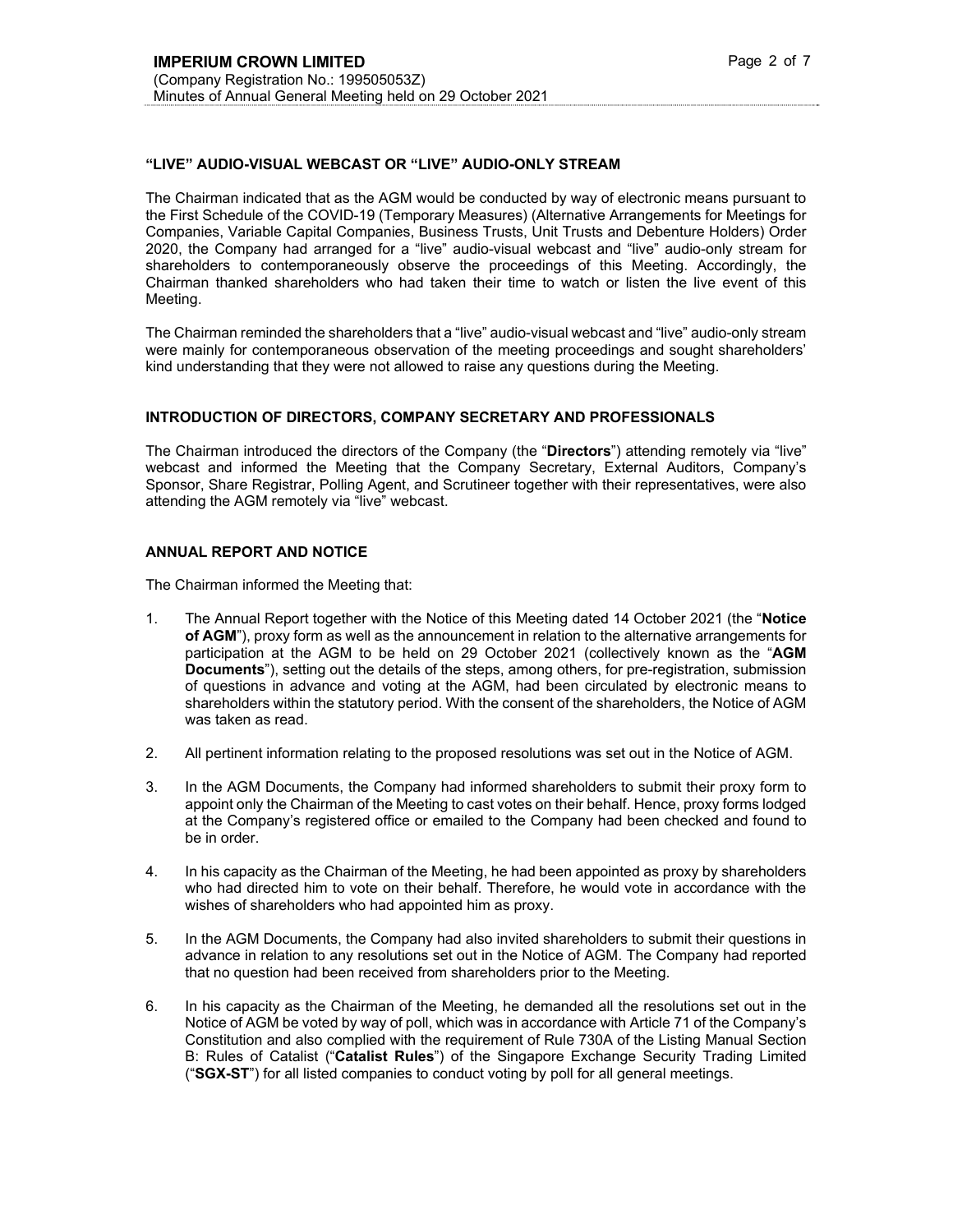## "LIVE" AUDIO-VISUAL WEBCAST OR "LIVE" AUDIO-ONLY STREAM

The Chairman indicated that as the AGM would be conducted by way of electronic means pursuant to the First Schedule of the COVID-19 (Temporary Measures) (Alternative Arrangements for Meetings for Companies, Variable Capital Companies, Business Trusts, Unit Trusts and Debenture Holders) Order 2020, the Company had arranged for a "live" audio-visual webcast and "live" audio-only stream for shareholders to contemporaneously observe the proceedings of this Meeting. Accordingly, the Chairman thanked shareholders who had taken their time to watch or listen the live event of this Meeting.

The Chairman reminded the shareholders that a "live" audio-visual webcast and "live" audio-only stream were mainly for contemporaneous observation of the meeting proceedings and sought shareholders' kind understanding that they were not allowed to raise any questions during the Meeting.

## INTRODUCTION OF DIRECTORS, COMPANY SECRETARY AND PROFESSIONALS

The Chairman introduced the directors of the Company (the "**Directors**") attending remotely via "live" webcast and informed the Meeting that the Company Secretary, External Auditors, Company's Sponsor, Share Registrar, Polling Agent, and Scrutineer together with their representatives, were also attending the AGM remotely via "live" webcast.

## ANNUAL REPORT AND NOTICE

The Chairman informed the Meeting that:

1. The Annual Report together with the Notice of this Meeting dated 14 October 2021 (the "**Notice of AGM**"), proxy form as well as the announcement in relation to the alternative arrangements for participation at the AGM to be held on 29 October 2021 (collectively known as the "**AGM Documents**"), setting out the details of the steps, among others, for pre-registration, submission of questions in advance and voting at the AGM, had been circulated by electronic means to shareholders within the statutory period. With the consent of the shareholders, the Notice of AGM was taken as read.

2. All pertinent information relating to the proposed resolutions was set out in the Notice of AGM.

3. In the AGM Documents, the Company had informed shareholders to submit their proxy form to appoint only the Chairman of the Meeting to cast votes on their behalf. Hence, proxy forms lodged at the Company's registered office or emailed to the Company had been checked and found to be in order.

4. In his capacity as the Chairman of the Meeting, he had been appointed as proxy by shareholders who had directed him to vote on their behalf. Therefore, he would vote in accordance with the wishes of shareholders who had appointed him as proxy.

5. In the AGM Documents, the Company had also invited shareholders to submit their questions in advance in relation to any resolutions set out in the Notice of AGM. The Company had reported that no question had been received from shareholders prior to the Meeting.

6. In his capacity as the Chairman of the Meeting, he demanded all the resolutions set out in the Notice of AGM be voted by way of poll, which was in accordance with Article 71 of the Company's Constitution and also complied with the requirement of Rule 730A of the Listing Manual Section B: Rules of Catalist ("**Catalist Rules**") of the Singapore Exchange Security Trading Limited ("**SGX-ST**") for all listed companies to conduct voting by poll for all general meetings.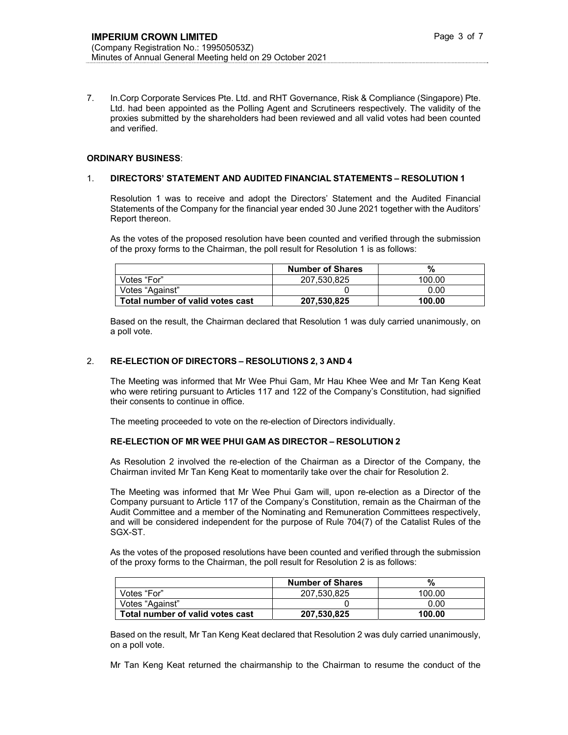7. In.Corp Corporate Services Pte. Ltd. and RHT Governance, Risk & Compliance (Singapore) Pte. Ltd. had been appointed as the Polling Agent and Scrutineers respectively. The validity of the proxies submitted by the shareholders had been reviewed and all valid votes had been counted and verified.

**ORDINARY BUSINESS**:

1. **DIRECTORS' STATEMENT AND AUDITED FINANCIAL STATEMENTS – RESOLUTION 1**

Resolution 1 was to receive and adopt the Directors' Statement and the Audited Financial Statements of the Company for the financial year ended 30 June 2021 together with the Auditors' Report thereon.

As the votes of the proposed resolution have been counted and verified through the submission of the proxy forms to the Chairman, the poll result for Resolution 1 is as follows:

| | Number of Shares | % |
|---|---|---|
| Votes "For" | 207,530,825 | 100.00 |
| Votes "Against" | 0 | 0.00 |
| **Total number of valid votes cast** | **207,530,825** | **100.00** |

Based on the result, the Chairman declared that Resolution 1 was duly carried unanimously, on a poll vote.

2. **RE-ELECTION OF DIRECTORS – RESOLUTIONS 2, 3 AND 4**

The Meeting was informed that Mr Wee Phui Gam, Mr Hau Khee Wee and Mr Tan Keng Keat who were retiring pursuant to Articles 117 and 122 of the Company's Constitution, had signified their consents to continue in office.

The meeting proceeded to vote on the re-election of Directors individually.

**RE-ELECTION OF MR WEE PHUI GAM AS DIRECTOR – RESOLUTION 2**

As Resolution 2 involved the re-election of the Chairman as a Director of the Company, the Chairman invited Mr Tan Keng Keat to momentarily take over the chair for Resolution 2.

The Meeting was informed that Mr Wee Phui Gam will, upon re-election as a Director of the Company pursuant to Article 117 of the Company's Constitution, remain as the Chairman of the Audit Committee and a member of the Nominating and Remuneration Committees respectively, and will be considered independent for the purpose of Rule 704(7) of the Catalist Rules of the SGX-ST.

As the votes of the proposed resolutions have been counted and verified through the submission of the proxy forms to the Chairman, the poll result for Resolution 2 is as follows:

| | Number of Shares | % |
|---|---|---|
| Votes "For" | 207,530,825 | 100.00 |
| Votes "Against" | 0 | 0.00 |
| **Total number of valid votes cast** | **207,530,825** | **100.00** |

Based on the result, Mr Tan Keng Keat declared that Resolution 2 was duly carried unanimously, on a poll vote.

Mr Tan Keng Keat returned the chairmanship to the Chairman to resume the conduct of the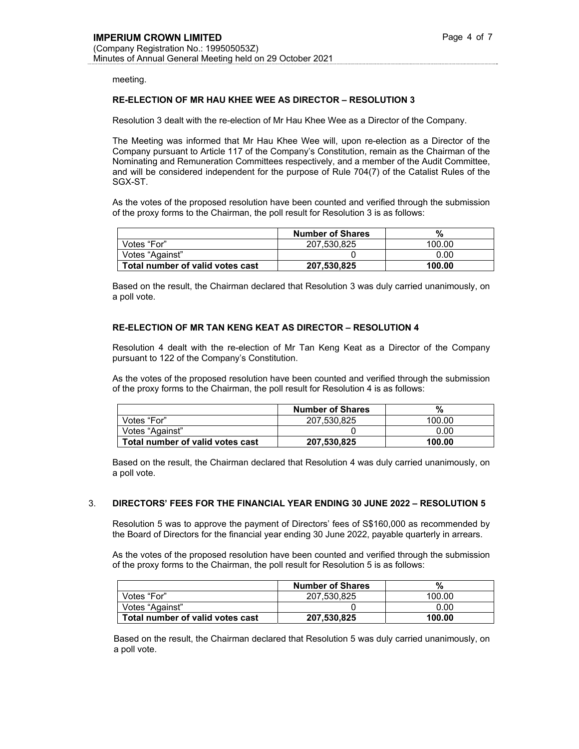meeting.

**RE-ELECTION OF MR HAU KHEE WEE AS DIRECTOR – RESOLUTION 3**

Resolution 3 dealt with the re-election of Mr Hau Khee Wee as a Director of the Company.

The Meeting was informed that Mr Hau Khee Wee will, upon re-election as a Director of the Company pursuant to Article 117 of the Company's Constitution, remain as the Chairman of the Nominating and Remuneration Committees respectively, and a member of the Audit Committee, and will be considered independent for the purpose of Rule 704(7) of the Catalist Rules of the SGX-ST.

As the votes of the proposed resolution have been counted and verified through the submission of the proxy forms to the Chairman, the poll result for Resolution 3 is as follows:

| | Number of Shares | % |
|---|---|---|
| Votes "For" | 207,530,825 | 100.00 |
| Votes "Against" | 0 | 0.00 |
| **Total number of valid votes cast** | **207,530,825** | **100.00** |

Based on the result, the Chairman declared that Resolution 3 was duly carried unanimously, on a poll vote.

**RE-ELECTION OF MR TAN KENG KEAT AS DIRECTOR – RESOLUTION 4**

Resolution 4 dealt with the re-election of Mr Tan Keng Keat as a Director of the Company pursuant to 122 of the Company's Constitution.

As the votes of the proposed resolution have been counted and verified through the submission of the proxy forms to the Chairman, the poll result for Resolution 4 is as follows:

| | Number of Shares | % |
|---|---|---|
| Votes "For" | 207,530,825 | 100.00 |
| Votes "Against" | 0 | 0.00 |
| **Total number of valid votes cast** | **207,530,825** | **100.00** |

Based on the result, the Chairman declared that Resolution 4 was duly carried unanimously, on a poll vote.

3. **DIRECTORS' FEES FOR THE FINANCIAL YEAR ENDING 30 JUNE 2022 – RESOLUTION 5**

Resolution 5 was to approve the payment of Directors' fees of S$160,000 as recommended by the Board of Directors for the financial year ending 30 June 2022, payable quarterly in arrears.

As the votes of the proposed resolution have been counted and verified through the submission of the proxy forms to the Chairman, the poll result for Resolution 5 is as follows:

| | Number of Shares | % |
|---|---|---|
| Votes "For" | 207,530,825 | 100.00 |
| Votes "Against" | 0 | 0.00 |
| **Total number of valid votes cast** | **207,530,825** | **100.00** |

Based on the result, the Chairman declared that Resolution 5 was duly carried unanimously, on a poll vote.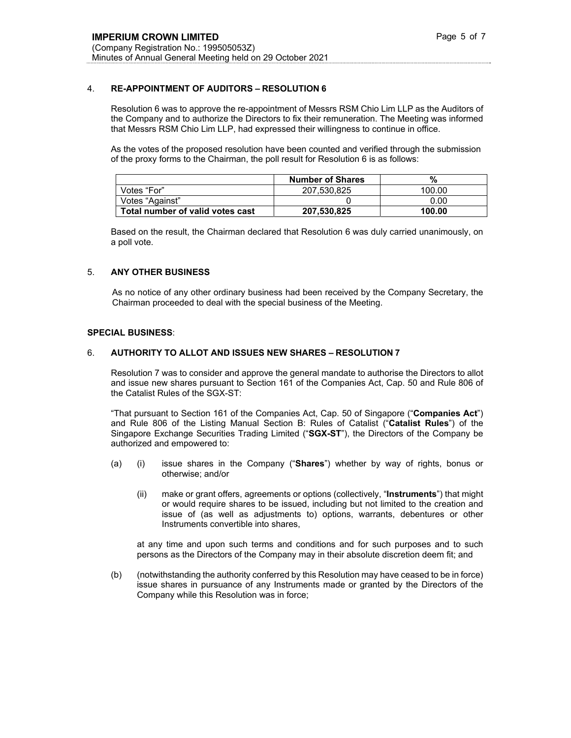## 4. RE-APPOINTMENT OF AUDITORS – RESOLUTION 6

Resolution 6 was to approve the re-appointment of Messrs RSM Chio Lim LLP as the Auditors of the Company and to authorize the Directors to fix their remuneration. The Meeting was informed that Messrs RSM Chio Lim LLP, had expressed their willingness to continue in office.

As the votes of the proposed resolution have been counted and verified through the submission of the proxy forms to the Chairman, the poll result for Resolution 6 is as follows:

| | Number of Shares | % |
|---|---|---|
| Votes "For" | 207,530,825 | 100.00 |
| Votes "Against" | 0 | 0.00 |
| **Total number of valid votes cast** | **207,530,825** | **100.00** |

Based on the result, the Chairman declared that Resolution 6 was duly carried unanimously, on a poll vote.

## 5. ANY OTHER BUSINESS

As no notice of any other ordinary business had been received by the Company Secretary, the Chairman proceeded to deal with the special business of the Meeting.

**SPECIAL BUSINESS**:

## 6. AUTHORITY TO ALLOT AND ISSUES NEW SHARES – RESOLUTION 7

Resolution 7 was to consider and approve the general mandate to authorise the Directors to allot and issue new shares pursuant to Section 161 of the Companies Act, Cap. 50 and Rule 806 of the Catalist Rules of the SGX-ST:

"That pursuant to Section 161 of the Companies Act, Cap. 50 of Singapore ("**Companies Act**") and Rule 806 of the Listing Manual Section B: Rules of Catalist ("**Catalist Rules**") of the Singapore Exchange Securities Trading Limited ("**SGX-ST**"), the Directors of the Company be authorized and empowered to:

(a) (i) issue shares in the Company ("**Shares**") whether by way of rights, bonus or otherwise; and/or

(ii) make or grant offers, agreements or options (collectively, "**Instruments**") that might or would require shares to be issued, including but not limited to the creation and issue of (as well as adjustments to) options, warrants, debentures or other Instruments convertible into shares,

at any time and upon such terms and conditions and for such purposes and to such persons as the Directors of the Company may in their absolute discretion deem fit; and

(b) (notwithstanding the authority conferred by this Resolution may have ceased to be in force) issue shares in pursuance of any Instruments made or granted by the Directors of the Company while this Resolution was in force;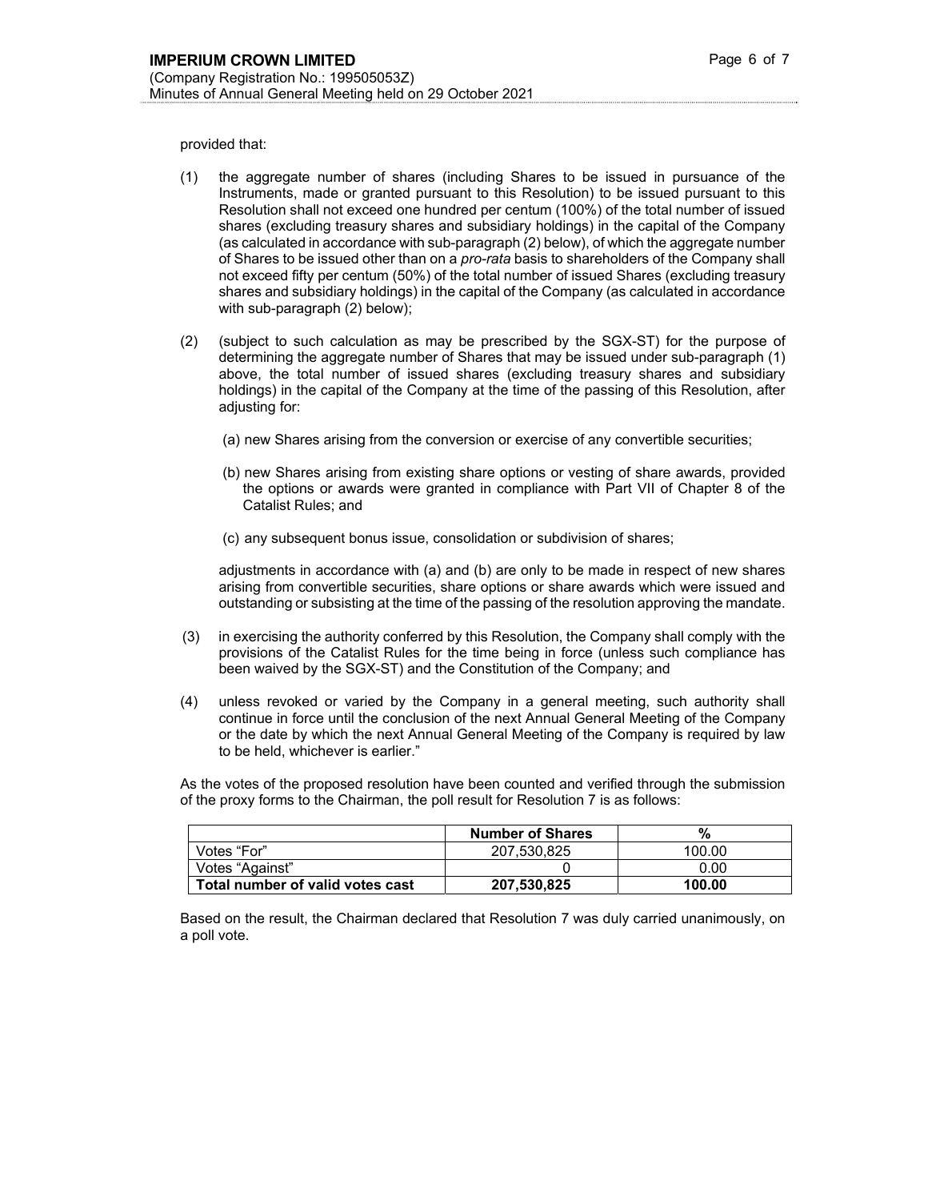provided that:

(1) the aggregate number of shares (including Shares to be issued in pursuance of the Instruments, made or granted pursuant to this Resolution) to be issued pursuant to this Resolution shall not exceed one hundred per centum (100%) of the total number of issued shares (excluding treasury shares and subsidiary holdings) in the capital of the Company (as calculated in accordance with sub-paragraph (2) below), of which the aggregate number of Shares to be issued other than on a *pro-rata* basis to shareholders of the Company shall not exceed fifty per centum (50%) of the total number of issued Shares (excluding treasury shares and subsidiary holdings) in the capital of the Company (as calculated in accordance with sub-paragraph (2) below);

(2) (subject to such calculation as may be prescribed by the SGX-ST) for the purpose of determining the aggregate number of Shares that may be issued under sub-paragraph (1) above, the total number of issued shares (excluding treasury shares and subsidiary holdings) in the capital of the Company at the time of the passing of this Resolution, after adjusting for:

(a) new Shares arising from the conversion or exercise of any convertible securities;

(b) new Shares arising from existing share options or vesting of share awards, provided the options or awards were granted in compliance with Part VII of Chapter 8 of the Catalist Rules; and

(c) any subsequent bonus issue, consolidation or subdivision of shares;

adjustments in accordance with (a) and (b) are only to be made in respect of new shares arising from convertible securities, share options or share awards which were issued and outstanding or subsisting at the time of the passing of the resolution approving the mandate.

(3) in exercising the authority conferred by this Resolution, the Company shall comply with the provisions of the Catalist Rules for the time being in force (unless such compliance has been waived by the SGX-ST) and the Constitution of the Company; and

(4) unless revoked or varied by the Company in a general meeting, such authority shall continue in force until the conclusion of the next Annual General Meeting of the Company or the date by which the next Annual General Meeting of the Company is required by law to be held, whichever is earlier."

As the votes of the proposed resolution have been counted and verified through the submission of the proxy forms to the Chairman, the poll result for Resolution 7 is as follows:

| | Number of Shares | % |
|---|---|---|
| Votes "For" | 207,530,825 | 100.00 |
| Votes "Against" | 0 | 0.00 |
| **Total number of valid votes cast** | **207,530,825** | **100.00** |

Based on the result, the Chairman declared that Resolution 7 was duly carried unanimously, on a poll vote.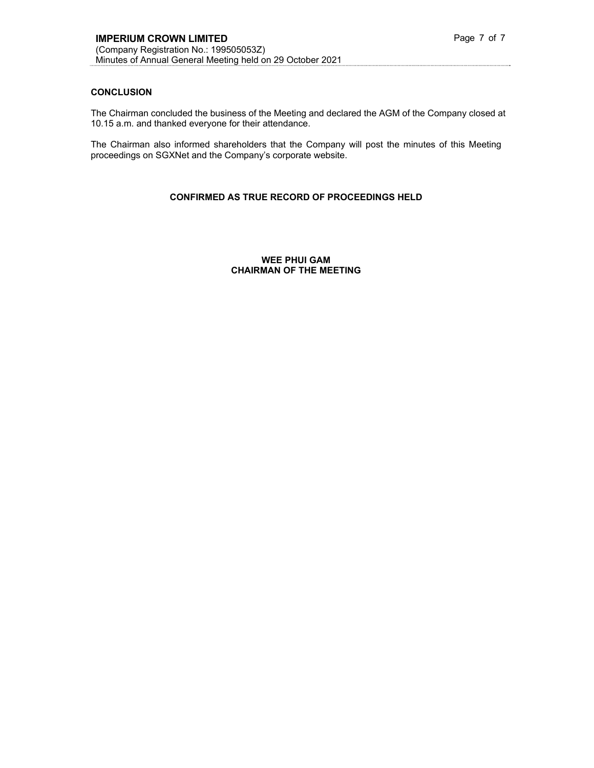**CONCLUSION**

The Chairman concluded the business of the Meeting and declared the AGM of the Company closed at 10.15 a.m. and thanked everyone for their attendance.

The Chairman also informed shareholders that the Company will post the minutes of this Meeting proceedings on SGXNet and the Company's corporate website.

**CONFIRMED AS TRUE RECORD OF PROCEEDINGS HELD**

**WEE PHUI GAM**
**CHAIRMAN OF THE MEETING**